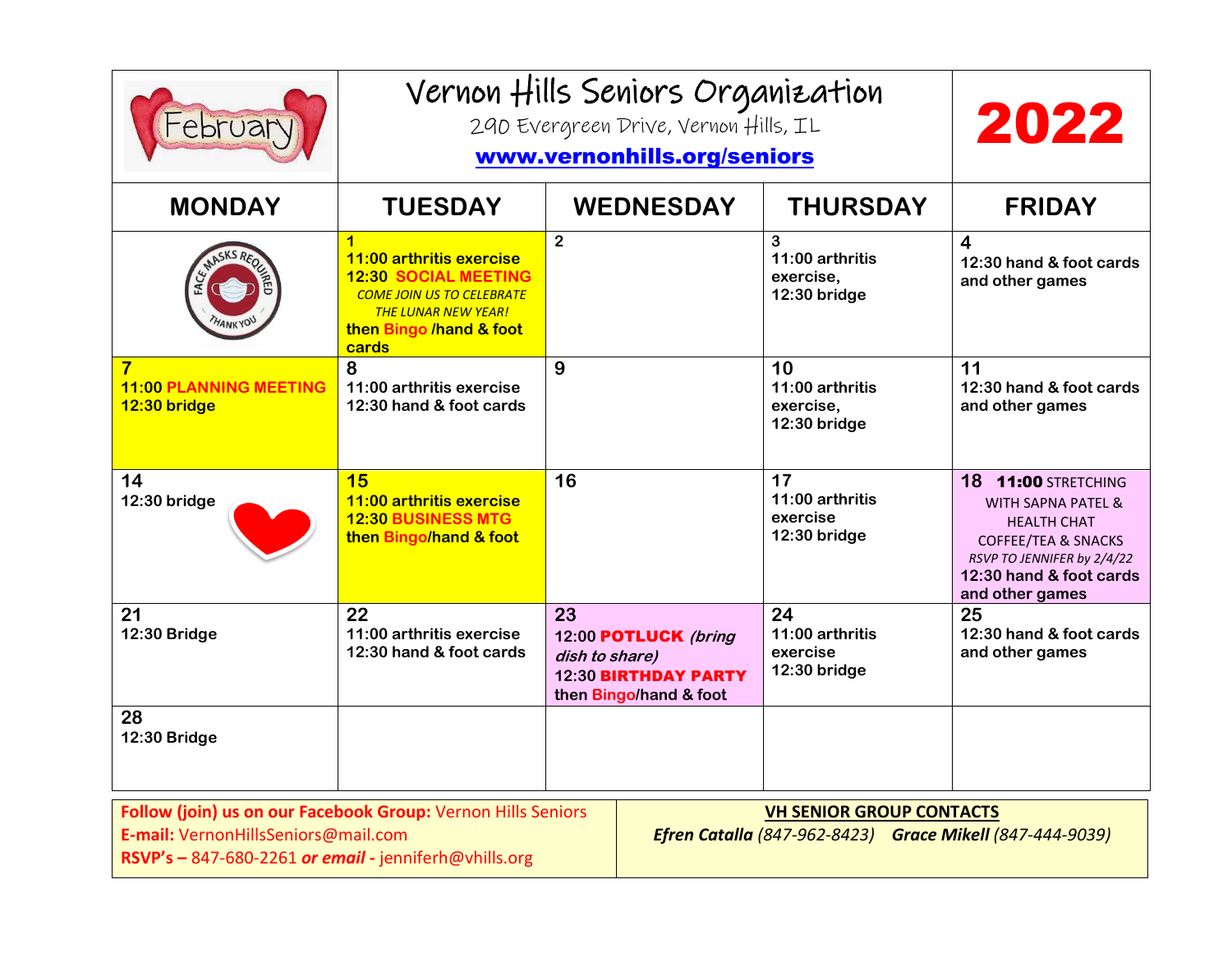# Vernon Hills Seniors Organization

290 Evergreen Drive, Vernon Hills, IL

[www.vernonhills.org/seniors](http://www.vernonhills.org/seniors)

**February 2022**

| MONDAY | TUESDAY | WEDNESDAY | THURSDAY | FRIDAY |
|---|---|---|---|---|
| FACE MASKS REQUIRED THANK YOU | **1** **11:00 arthritis exercise** **12:30 SOCIAL MEETING** *COME JOIN US TO CELEBRATE THE LUNAR NEW YEAR!* **then Bingo /hand & foot cards** | **2** | **3** **11:00 arthritis exercise,** **12:30 bridge** | **4** **12:30 hand & foot cards and other games** |
| **7** **11:00 PLANNING MEETING** **12:30 bridge** | **8** **11:00 arthritis exercise** **12:30 hand & foot cards** | **9** | **10** **11:00 arthritis exercise,** **12:30 bridge** | **11** **12:30 hand & foot cards and other games** |
| **14** **12:30 bridge** | **15** **11:00 arthritis exercise** **12:30 BUSINESS MTG** **then Bingo/hand & foot** | **16** | **17** **11:00 arthritis exercise** **12:30 bridge** | **18** **11:00** STRETCHING WITH SAPNA PATEL & HEALTH CHAT COFFEE/TEA & SNACKS *RSVP TO JENNIFER by 2/4/22* **12:30 hand & foot cards and other games** |
| **21** **12:30 Bridge** | **22** **11:00 arthritis exercise** **12:30 hand & foot cards** | **23** **12:00 POTLUCK** ***(bring dish to share)*** **12:30 BIRTHDAY PARTY** **then Bingo/hand & foot** | **24** **11:00 arthritis exercise** **12:30 bridge** | **25** **12:30 hand & foot cards and other games** |
| **28** **12:30 Bridge** | | | | |

**Follow (join) us on our Facebook Group:** Vernon Hills Seniors
**E-mail:** VernonHillsSeniors@mail.com
**RSVP's –** 847-680-2261 ***or email -*** jenniferh@vhills.org

**VH SENIOR GROUP CONTACTS**

***Efren Catalla*** *(847-962-8423)* ***Grace Mikell*** *(847-444-9039)*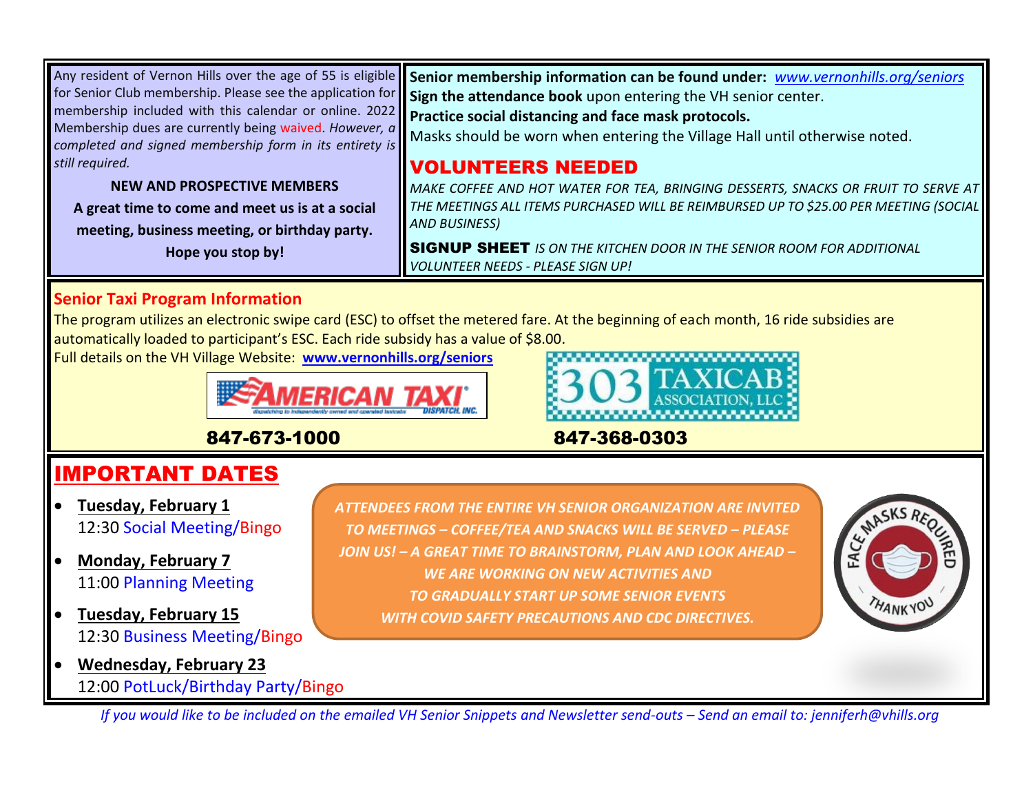Any resident of Vernon Hills over the age of 55 is eligible for Senior Club membership. Please see the application for membership included with this calendar or online. 2022 Membership dues are currently being waived. *However, a completed and signed membership form in its entirety is still required.*

**NEW AND PROSPECTIVE MEMBERS**

**A great time to come and meet us is at a social meeting, business meeting, or birthday party.**

**Hope you stop by!**

**Senior membership information can be found under:** *www.vernonhills.org/seniors*

**Sign the attendance book** upon entering the VH senior center.

**Practice social distancing and face mask protocols.**

Masks should be worn when entering the Village Hall until otherwise noted.

## VOLUNTEERS NEEDED

*MAKE COFFEE AND HOT WATER FOR TEA, BRINGING DESSERTS, SNACKS OR FRUIT TO SERVE AT THE MEETINGS ALL ITEMS PURCHASED WILL BE REIMBURSED UP TO $25.00 PER MEETING (SOCIAL AND BUSINESS)*

**SIGNUP SHEET** *IS ON THE KITCHEN DOOR IN THE SENIOR ROOM FOR ADDITIONAL VOLUNTEER NEEDS - PLEASE SIGN UP!*

### Senior Taxi Program Information

The program utilizes an electronic swipe card (ESC) to offset the metered fare. At the beginning of each month, 16 ride subsidies are automatically loaded to participant's ESC. Each ride subsidy has a value of $8.00.

Full details on the VH Village Website: **www.vernonhills.org/seniors**

AMERICAN TAXI DISPATCH, INC. — 847-673-1000

303 TAXICAB ASSOCIATION, LLC — 847-368-0303

## IMPORTANT DATES

- **Tuesday, February 1**
  12:30 Social Meeting/Bingo
- **Monday, February 7**
  11:00 Planning Meeting
- **Tuesday, February 15**
  12:30 Business Meeting/Bingo
- **Wednesday, February 23**
  12:00 PotLuck/Birthday Party/Bingo

*ATTENDEES FROM THE ENTIRE VH SENIOR ORGANIZATION ARE INVITED TO MEETINGS – COFFEE/TEA AND SNACKS WILL BE SERVED – PLEASE JOIN US! – A GREAT TIME TO BRAINSTORM, PLAN AND LOOK AHEAD – WE ARE WORKING ON NEW ACTIVITIES AND TO GRADUALLY START UP SOME SENIOR EVENTS WITH COVID SAFETY PRECAUTIONS AND CDC DIRECTIVES.*

FACE MASKS REQUIRED — THANK YOU

*If you would like to be included on the emailed VH Senior Snippets and Newsletter send-outs – Send an email to: jenniferh@vhills.org*